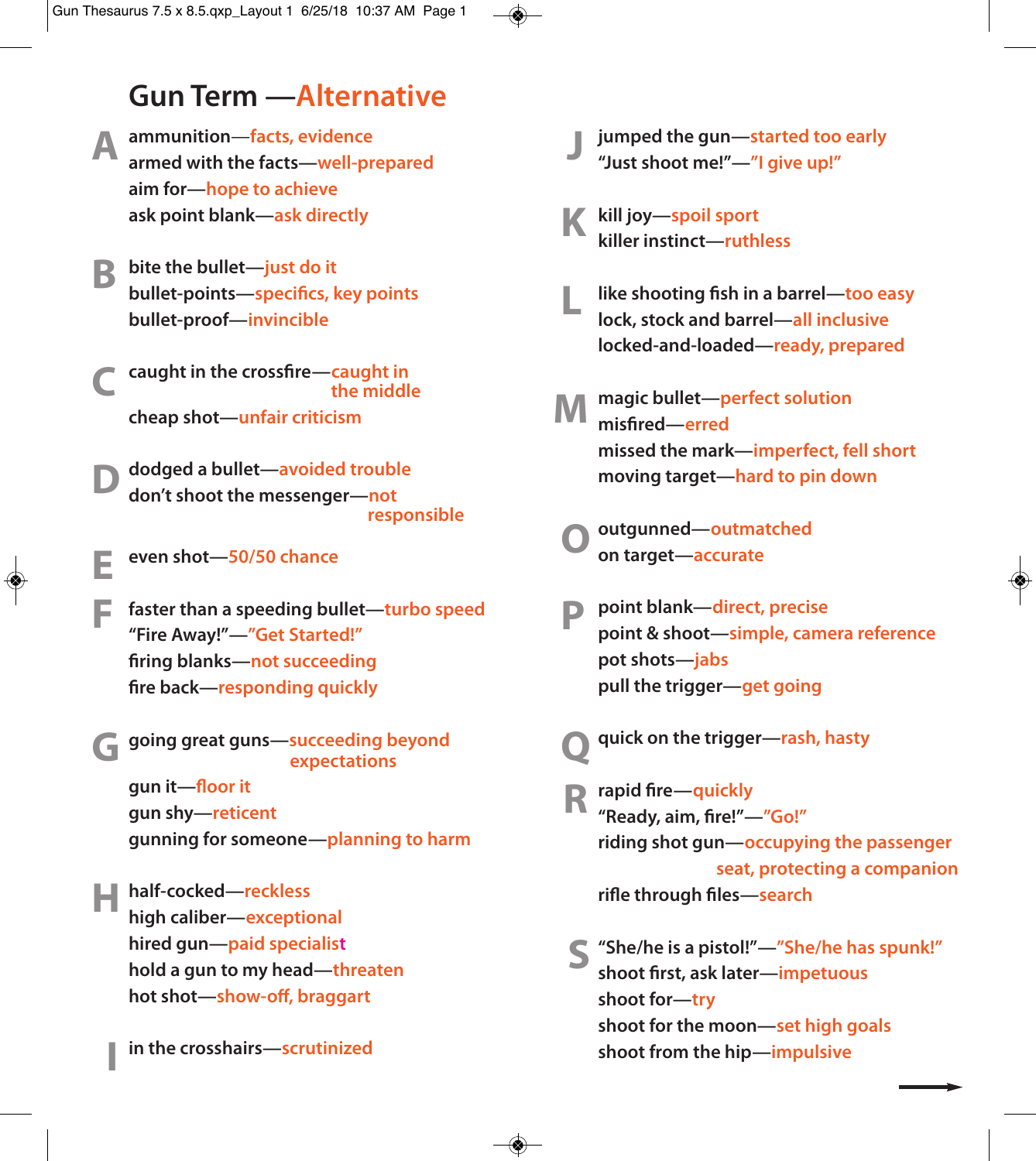# Gun Term —Alternative

## A

ammunition—facts, evidence
armed with the facts—well-prepared
aim for—hope to achieve
ask point blank—ask directly

## B

bite the bullet—just do it
bullet-points—specifics, key points
bullet-proof—invincible

## C

caught in the crossfire—caught in the middle
cheap shot—unfair criticism

## D

dodged a bullet—avoided trouble
don't shoot the messenger—not responsible

## E

even shot—50/50 chance

## F

faster than a speeding bullet—turbo speed
"Fire Away!"—"Get Started!"
firing blanks—not succeeding
fire back—responding quickly

## G

going great guns—succeeding beyond expectations
gun it—floor it
gun shy—reticent
gunning for someone—planning to harm

## H

half-cocked—reckless
high caliber—exceptional
hired gun—paid specialist
hold a gun to my head—threaten
hot shot—show-off, braggart

## I

in the crosshairs—scrutinized

## J

jumped the gun—started too early
"Just shoot me!"—"I give up!"

## K

kill joy—spoil sport
killer instinct—ruthless

## L

like shooting fish in a barrel—too easy
lock, stock and barrel—all inclusive
locked-and-loaded—ready, prepared

## M

magic bullet—perfect solution
misfired—erred
missed the mark—imperfect, fell short
moving target—hard to pin down

## O

outgunned—outmatched
on target—accurate

## P

point blank—direct, precise
point & shoot—simple, camera reference
pot shots—jabs
pull the trigger—get going

## Q

quick on the trigger—rash, hasty

## R

rapid fire—quickly
"Ready, aim, fire!"—"Go!"
riding shot gun—occupying the passenger seat, protecting a companion
rifle through files—search

## S

"She/he is a pistol!"—"She/he has spunk!"
shoot first, ask later—impetuous
shoot for—try
shoot for the moon—set high goals
shoot from the hip—impulsive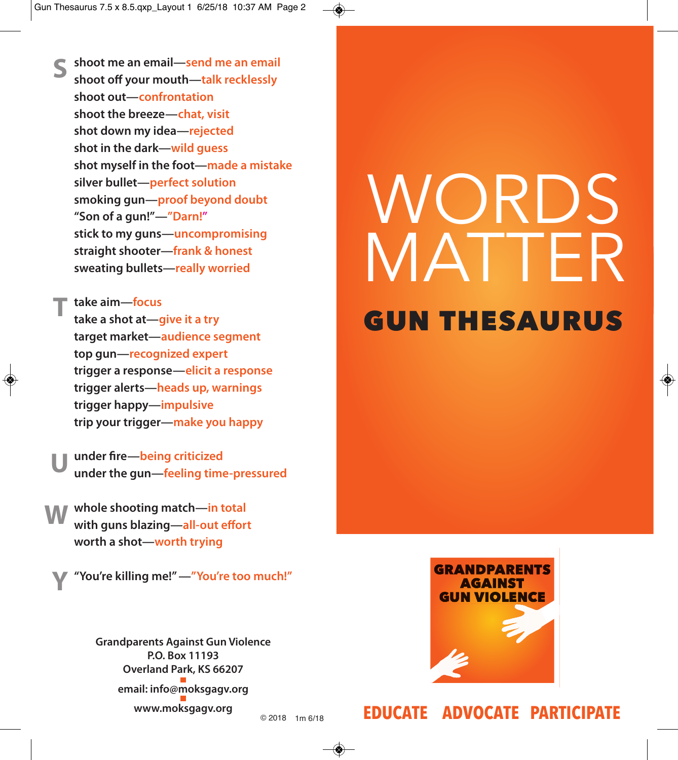**S**

- shoot me an email—send me an email
- shoot off your mouth—talk recklessly
- shoot out—confrontation
- shoot the breeze—chat, visit
- shot down my idea—rejected
- shot in the dark—wild guess
- shot myself in the foot—made a mistake
- silver bullet—perfect solution
- smoking gun—proof beyond doubt
- "Son of a gun!"—"Darn!"
- stick to my guns—uncompromising
- straight shooter—frank & honest
- sweating bullets—really worried

**T**

- take aim—focus
- take a shot at—give it a try
- target market—audience segment
- top gun—recognized expert
- trigger a response—elicit a response
- trigger alerts—heads up, warnings
- trigger happy—impulsive
- trip your trigger—make you happy

**U**

- under fire—being criticized
- under the gun—feeling time-pressured

**W**

- whole shooting match—in total
- with guns blazing—all-out effort
- worth a shot—worth trying

**Y**

- "You're killing me!" —"You're too much!"

Grandparents Against Gun Violence
P.O. Box 11193
Overland Park, KS 66207
email: info@moksgagv.org
www.moksgagv.org

© 2018 1m 6/18

# WORDS MATTER

## GUN THESAURUS

GRANDPARENTS AGAINST GUN VIOLENCE

EDUCATE ADVOCATE PARTICIPATE